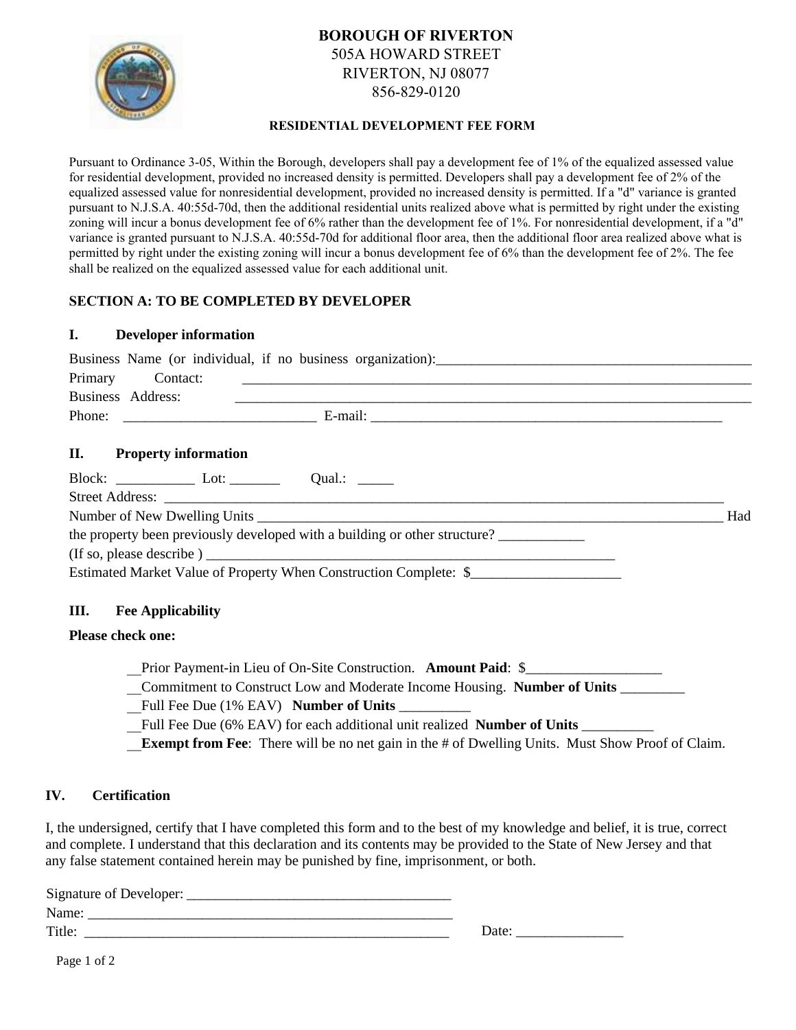# BOROUGH OF RIVERTON

505A HOWARD STREET
RIVERTON, NJ 08077
856-829-0120

## RESIDENTIAL DEVELOPMENT FEE FORM

Pursuant to Ordinance 3-05, Within the Borough, developers shall pay a development fee of 1% of the equalized assessed value for residential development, provided no increased density is permitted. Developers shall pay a development fee of 2% of the equalized assessed value for nonresidential development, provided no increased density is permitted. If a "d" variance is granted pursuant to N.J.S.A. 40:55d-70d, then the additional residential units realized above what is permitted by right under the existing zoning will incur a bonus development fee of 6% rather than the development fee of 1%. For nonresidential development, if a "d" variance is granted pursuant to N.J.S.A. 40:55d-70d for additional floor area, then the additional floor area realized above what is permitted by right under the existing zoning will incur a bonus development fee of 6% than the development fee of 2%. The fee shall be realized on the equalized assessed value for each additional unit.

## SECTION A: TO BE COMPLETED BY DEVELOPER

### I. Developer information

Business Name (or individual, if no business organization):_____________________________________________

Primary Contact: _____________________________________________________________________________

Business Address: _____________________________________________________________________________

Phone: ___________________________ E-mail: ___________________________________________________

### II. Property information

Block: ___________ Lot: _______ Qual.: _____

Street Address: _________________________________________________________________________________

Number of New Dwelling Units _______________________________________________________________________

Had the property been previously developed with a building or other structure? ____________

(If so, please describe ) _____________________________________________________________

Estimated Market Value of Property When Construction Complete: $_____________________

### III. Fee Applicability

**Please check one:**

__Prior Payment-in Lieu of On-Site Construction. **Amount Paid**: $___________________

__Commitment to Construct Low and Moderate Income Housing. **Number of Units** _________

__Full Fee Due (1% EAV) **Number of Units** __________

__Full Fee Due (6% EAV) for each additional unit realized **Number of Units** __________

__**Exempt from Fee**: There will be no net gain in the # of Dwelling Units. Must Show Proof of Claim.

### IV. Certification

I, the undersigned, certify that I have completed this form and to the best of my knowledge and belief, it is true, correct and complete. I understand that this declaration and its contents may be provided to the State of New Jersey and that any false statement contained herein may be punished by fine, imprisonment, or both.

Signature of Developer: _____________________________________

Name: _____________________________________________________

Title: _____________________________________________________ Date: _______________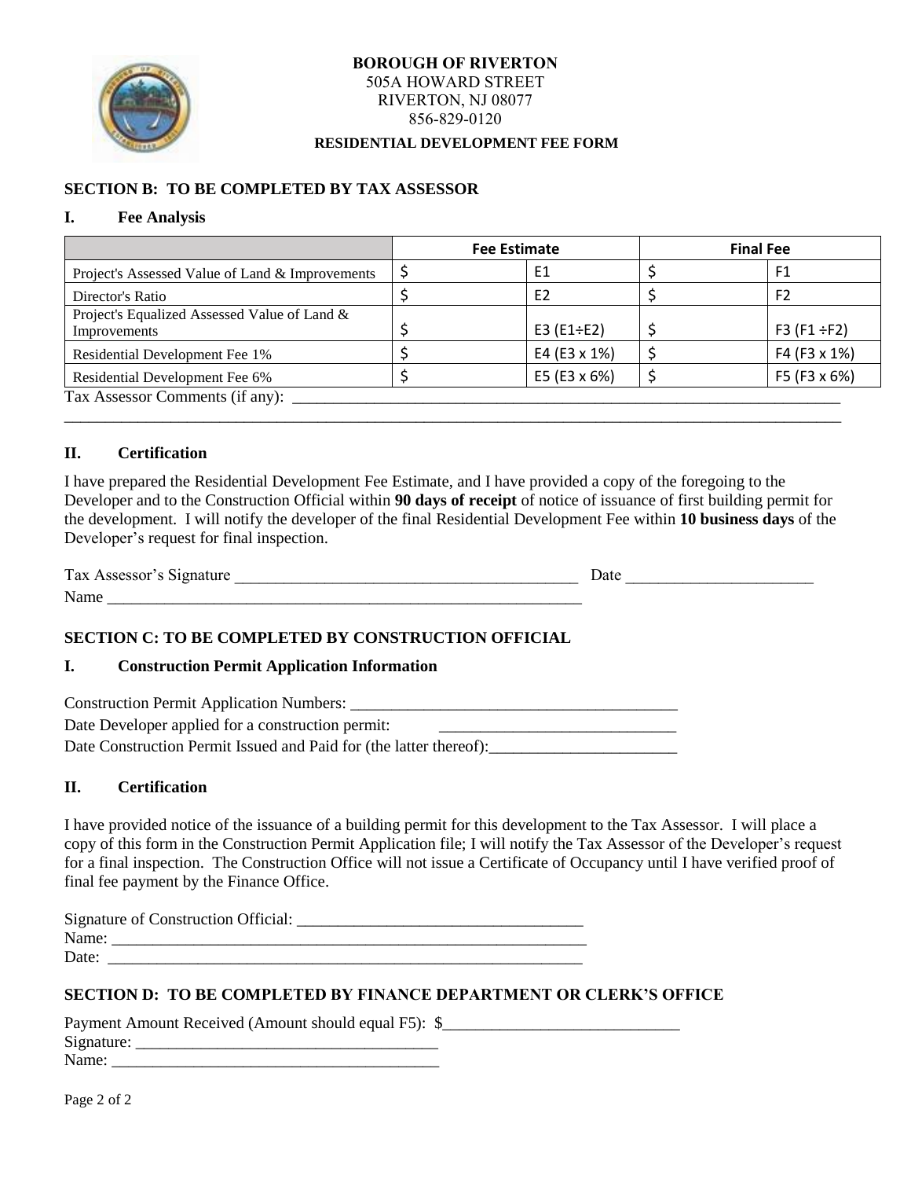**BOROUGH OF RIVERTON**
505A HOWARD STREET
RIVERTON, NJ 08077
856-829-0120

**RESIDENTIAL DEVELOPMENT FEE FORM**

## SECTION B: TO BE COMPLETED BY TAX ASSESSOR

### I. Fee Analysis

| | Fee Estimate | | Final Fee | |
|---|---|---|---|---|
| Project's Assessed Value of Land & Improvements | $ | E1 | $ | F1 |
| Director's Ratio | $ | E2 | $ | F2 |
| Project's Equalized Assessed Value of Land & Improvements | $ | E3 (E1÷E2) | $ | F3 (F1 ÷F2) |
| Residential Development Fee 1% | $ | E4 (E3 x 1%) | $ | F4 (F3 x 1%) |
| Residential Development Fee 6% | $ | E5 (E3 x 6%) | $ | F5 (F3 x 6%) |

Tax Assessor Comments (if any): ______________________________________________________________________
______________________________________________________________________________________________

### II. Certification

I have prepared the Residential Development Fee Estimate, and I have provided a copy of the foregoing to the Developer and to the Construction Official within **90 days of receipt** of notice of issuance of first building permit for the development. I will notify the developer of the final Residential Development Fee within **10 business days** of the Developer's request for final inspection.

Tax Assessor's Signature __________________________________________ Date _______________________
Name ____________________________________________________________

## SECTION C: TO BE COMPLETED BY CONSTRUCTION OFFICIAL

### I. Construction Permit Application Information

Construction Permit Application Numbers: ________________________________________
Date Developer applied for a construction permit: ______________________________
Date Construction Permit Issued and Paid for (the latter thereof):_______________________

### II. Certification

I have provided notice of the issuance of a building permit for this development to the Tax Assessor. I will place a copy of this form in the Construction Permit Application file; I will notify the Tax Assessor of the Developer's request for a final inspection. The Construction Office will not issue a Certificate of Occupancy until I have verified proof of final fee payment by the Finance Office.

Signature of Construction Official: __________________________________
Name: ____________________________________________________________
Date: ____________________________________________________________

## SECTION D: TO BE COMPLETED BY FINANCE DEPARTMENT OR CLERK'S OFFICE

Payment Amount Received (Amount should equal F5): $_____________________________
Signature: _____________________________________
Name: ________________________________________